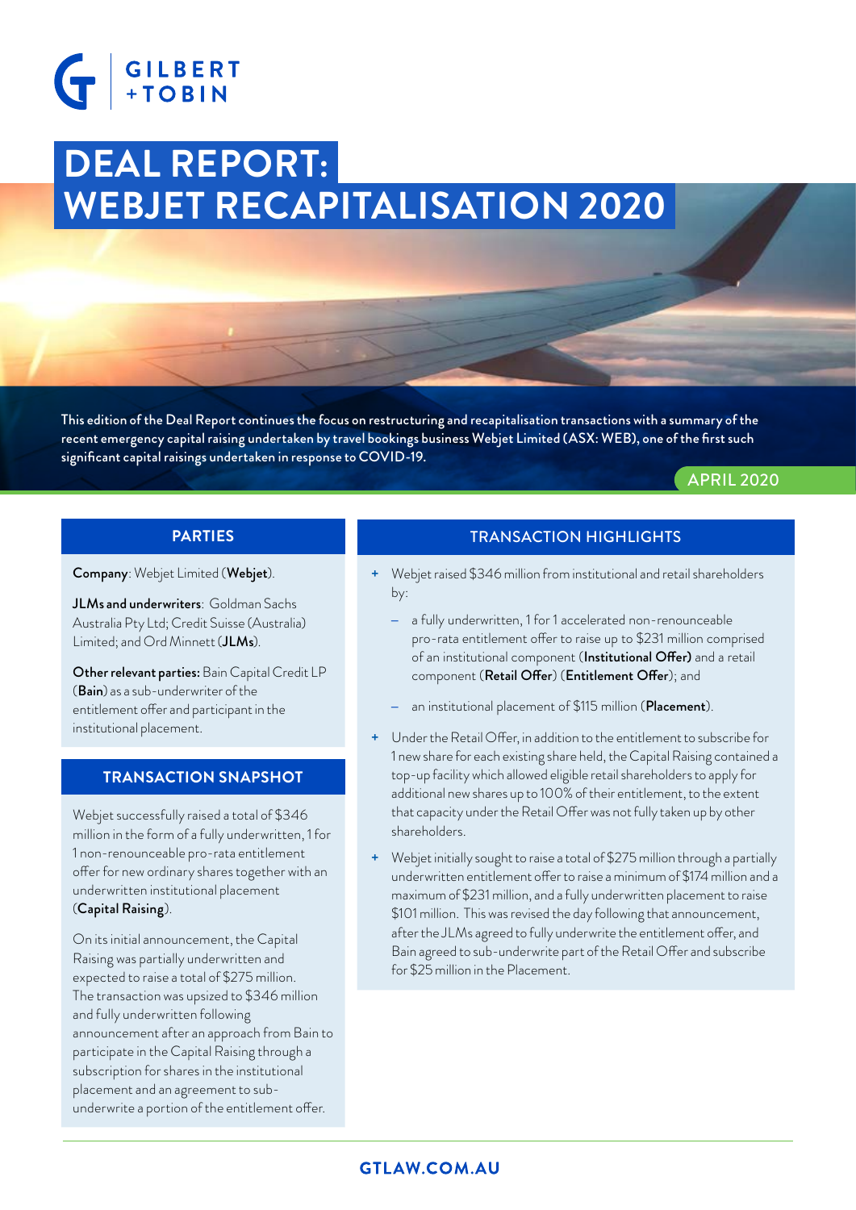GILBERT +TOBIN

# DEAL REPORT: WEBJET RECAPITALISATION 2020

This edition of the Deal Report continues the focus on restructuring and recapitalisation transactions with a summary of the recent emergency capital raising undertaken by travel bookings business Webjet Limited (ASX: WEB), one of the first such significant capital raisings undertaken in response to COVID-19.

APRIL 2020

## PARTIES

**Company**: Webjet Limited (**Webjet**).

**JLMs and underwriters**: Goldman Sachs Australia Pty Ltd; Credit Suisse (Australia) Limited; and Ord Minnett (**JLMs**).

**Other relevant parties:** Bain Capital Credit LP (**Bain**) as a sub-underwriter of the entitlement offer and participant in the institutional placement.

## TRANSACTION SNAPSHOT

Webjet successfully raised a total of $346 million in the form of a fully underwritten, 1 for 1 non-renounceable pro-rata entitlement offer for new ordinary shares together with an underwritten institutional placement (**Capital Raising**).

On its initial announcement, the Capital Raising was partially underwritten and expected to raise a total of $275 million. The transaction was upsized to $346 million and fully underwritten following announcement after an approach from Bain to participate in the Capital Raising through a subscription for shares in the institutional placement and an agreement to sub-underwrite a portion of the entitlement offer.

## TRANSACTION HIGHLIGHTS

- Webjet raised $346 million from institutional and retail shareholders by:
  - a fully underwritten, 1 for 1 accelerated non-renounceable pro-rata entitlement offer to raise up to $231 million comprised of an institutional component (**Institutional Offer)** and a retail component (**Retail Offer**) (**Entitlement Offer**); and
  - an institutional placement of $115 million (**Placement**).
- Under the Retail Offer, in addition to the entitlement to subscribe for 1 new share for each existing share held, the Capital Raising contained a top-up facility which allowed eligible retail shareholders to apply for additional new shares up to 100% of their entitlement, to the extent that capacity under the Retail Offer was not fully taken up by other shareholders.
- Webjet initially sought to raise a total of $275 million through a partially underwritten entitlement offer to raise a minimum of $174 million and a maximum of $231 million, and a fully underwritten placement to raise $101 million. This was revised the day following that announcement, after the JLMs agreed to fully underwrite the entitlement offer, and Bain agreed to sub-underwrite part of the Retail Offer and subscribe for $25 million in the Placement.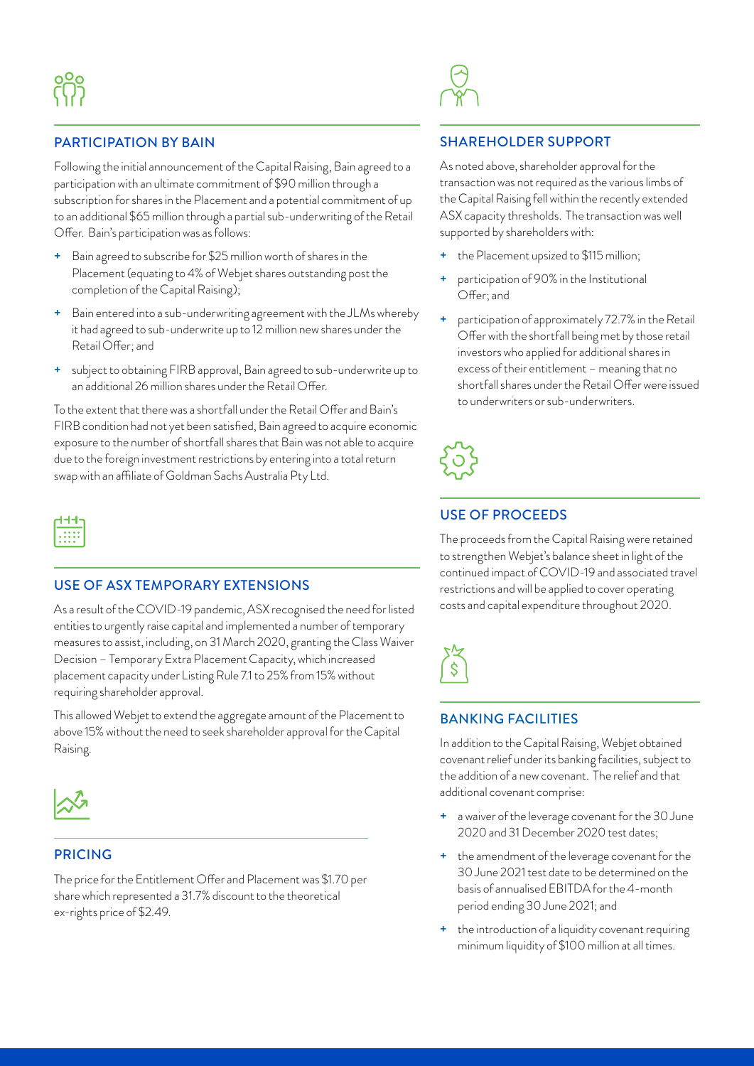## PARTICIPATION BY BAIN

Following the initial announcement of the Capital Raising, Bain agreed to a participation with an ultimate commitment of $90 million through a subscription for shares in the Placement and a potential commitment of up to an additional $65 million through a partial sub-underwriting of the Retail Offer. Bain's participation was as follows:

+ Bain agreed to subscribe for $25 million worth of shares in the Placement (equating to 4% of Webjet shares outstanding post the completion of the Capital Raising);
+ Bain entered into a sub-underwriting agreement with the JLMs whereby it had agreed to sub-underwrite up to 12 million new shares under the Retail Offer; and
+ subject to obtaining FIRB approval, Bain agreed to sub-underwrite up to an additional 26 million shares under the Retail Offer.

To the extent that there was a shortfall under the Retail Offer and Bain's FIRB condition had not yet been satisfied, Bain agreed to acquire economic exposure to the number of shortfall shares that Bain was not able to acquire due to the foreign investment restrictions by entering into a total return swap with an affiliate of Goldman Sachs Australia Pty Ltd.

## USE OF ASX TEMPORARY EXTENSIONS

As a result of the COVID-19 pandemic, ASX recognised the need for listed entities to urgently raise capital and implemented a number of temporary measures to assist, including, on 31 March 2020, granting the Class Waiver Decision – Temporary Extra Placement Capacity, which increased placement capacity under Listing Rule 7.1 to 25% from 15% without requiring shareholder approval.

This allowed Webjet to extend the aggregate amount of the Placement to above 15% without the need to seek shareholder approval for the Capital Raising.

## PRICING

The price for the Entitlement Offer and Placement was $1.70 per share which represented a 31.7% discount to the theoretical ex-rights price of $2.49.

## SHAREHOLDER SUPPORT

As noted above, shareholder approval for the transaction was not required as the various limbs of the Capital Raising fell within the recently extended ASX capacity thresholds. The transaction was well supported by shareholders with:

+ the Placement upsized to $115 million;
+ participation of 90% in the Institutional Offer; and
+ participation of approximately 72.7% in the Retail Offer with the shortfall being met by those retail investors who applied for additional shares in excess of their entitlement – meaning that no shortfall shares under the Retail Offer were issued to underwriters or sub-underwriters.

## USE OF PROCEEDS

The proceeds from the Capital Raising were retained to strengthen Webjet's balance sheet in light of the continued impact of COVID-19 and associated travel restrictions and will be applied to cover operating costs and capital expenditure throughout 2020.

## BANKING FACILITIES

In addition to the Capital Raising, Webjet obtained covenant relief under its banking facilities, subject to the addition of a new covenant. The relief and that additional covenant comprise:

+ a waiver of the leverage covenant for the 30 June 2020 and 31 December 2020 test dates;
+ the amendment of the leverage covenant for the 30 June 2021 test date to be determined on the basis of annualised EBITDA for the 4-month period ending 30 June 2021; and
+ the introduction of a liquidity covenant requiring minimum liquidity of $100 million at all times.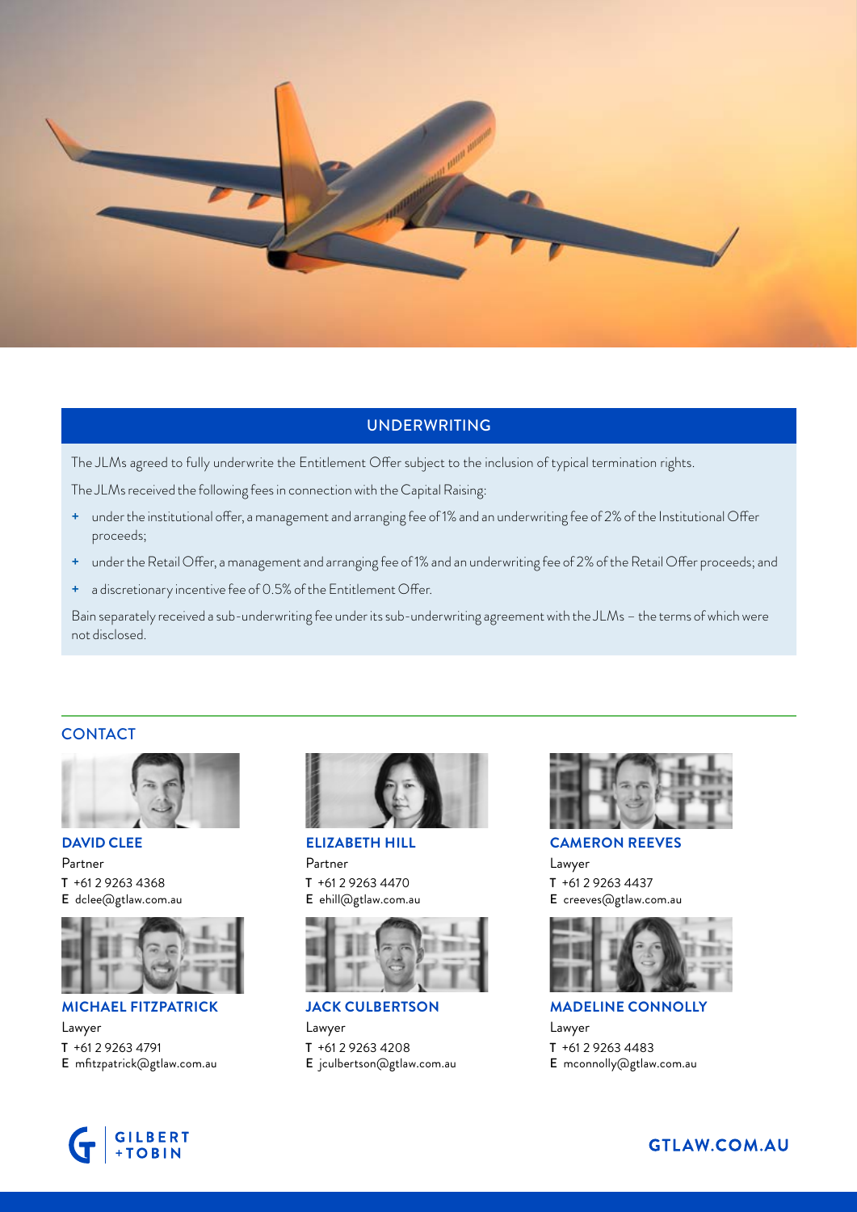## UNDERWRITING

The JLMs agreed to fully underwrite the Entitlement Offer subject to the inclusion of typical termination rights.

The JLMs received the following fees in connection with the Capital Raising:

+ under the institutional offer, a management and arranging fee of 1% and an underwriting fee of 2% of the Institutional Offer proceeds;
+ under the Retail Offer, a management and arranging fee of 1% and an underwriting fee of 2% of the Retail Offer proceeds; and
+ a discretionary incentive fee of 0.5% of the Entitlement Offer.

Bain separately received a sub-underwriting fee under its sub-underwriting agreement with the JLMs – the terms of which were not disclosed.

## CONTACT

**DAVID CLEE**
Partner
**T** +61 2 9263 4368
**E** dclee@gtlaw.com.au

**ELIZABETH HILL**
Partner
**T** +61 2 9263 4470
**E** ehill@gtlaw.com.au

**CAMERON REEVES**
Lawyer
**T** +61 2 9263 4437
**E** creeves@gtlaw.com.au

**MICHAEL FITZPATRICK**
Lawyer
**T** +61 2 9263 4791
**E** mfitzpatrick@gtlaw.com.au

**JACK CULBERTSON**
Lawyer
**T** +61 2 9263 4208
**E** jculbertson@gtlaw.com.au

**MADELINE CONNOLLY**
Lawyer
**T** +61 2 9263 4483
**E** mconnolly@gtlaw.com.au

GILBERT +TOBIN

**GTLAW.COM.AU**